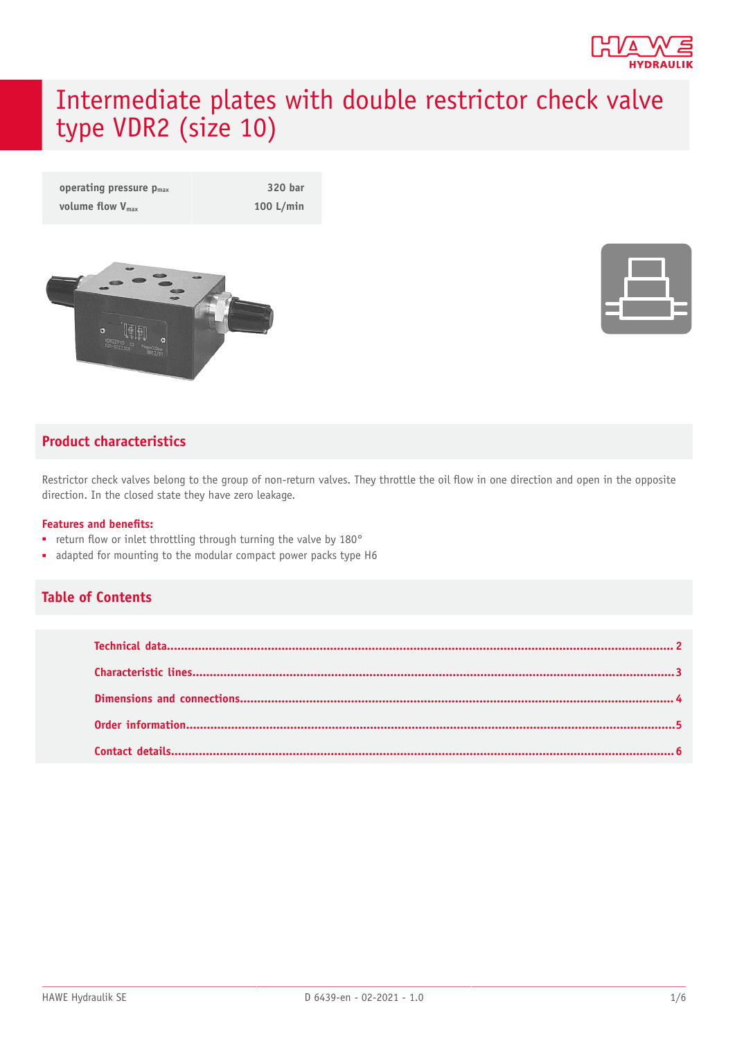# Intermediate plates with double restrictor check valve type VDR2 (size 10)

| | |
|---|---|
| operating pressure $p_{max}$ | 320 bar |
| volume flow $V_{max}$ | 100 L/min |

## Product characteristics

Restrictor check valves belong to the group of non-return valves. They throttle the oil flow in one direction and open in the opposite direction. In the closed state they have zero leakage.

**Features and benefits:**

- return flow or inlet throttling through turning the valve by 180°
- adapted for mounting to the modular compact power packs type H6

## Table of Contents

| | |
|---|---|
| Technical data | 2 |
| Characteristic lines | 3 |
| Dimensions and connections | 4 |
| Order information | 5 |
| Contact details | 6 |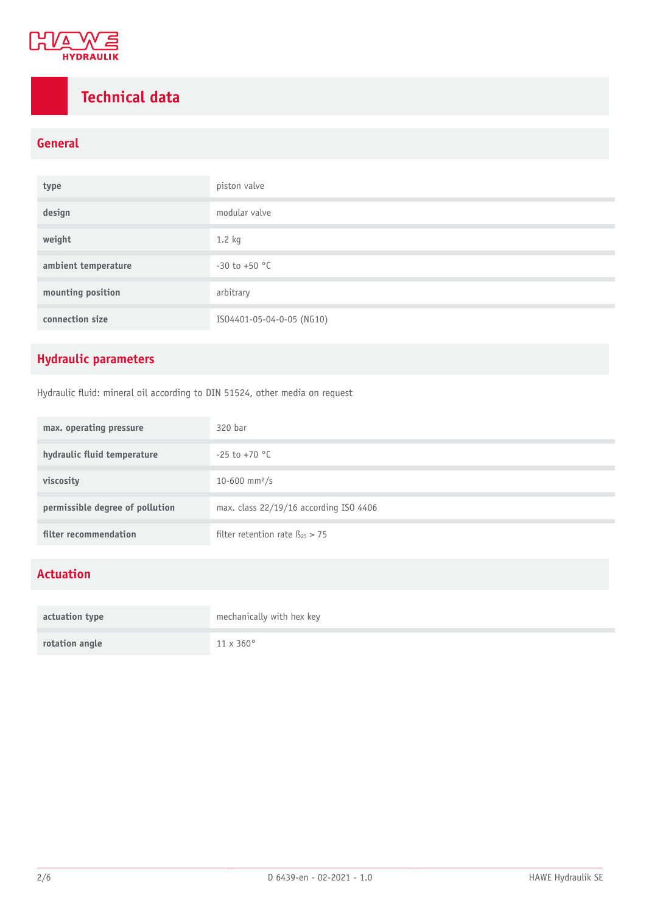# Technical data

## General

| | |
|---|---|
| **type** | piston valve |
| **design** | modular valve |
| **weight** | 1.2 kg |
| **ambient temperature** | -30 to +50 °C |
| **mounting position** | arbitrary |
| **connection size** | ISO4401-05-04-0-05 (NG10) |

## Hydraulic parameters

Hydraulic fluid: mineral oil according to DIN 51524, other media on request

| | |
|---|---|
| **max. operating pressure** | 320 bar |
| **hydraulic fluid temperature** | -25 to +70 °C |
| **viscosity** | 10-600 mm²/s |
| **permissible degree of pollution** | max. class 22/19/16 according ISO 4406 |
| **filter recommendation** | filter retention rate $ß_{25}$ > 75 |

## Actuation

| | |
|---|---|
| **actuation type** | mechanically with hex key |
| **rotation angle** | 11 x 360° |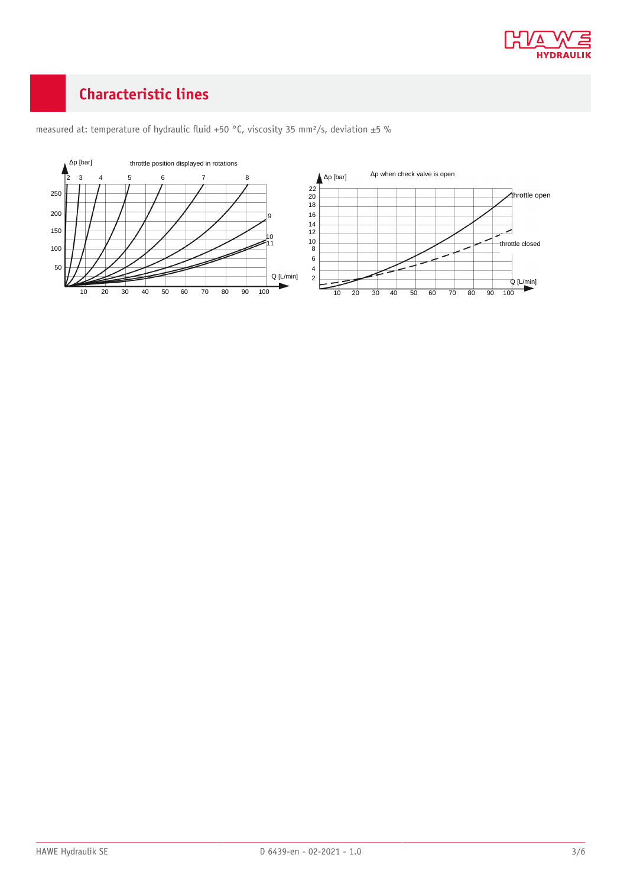## Characteristic lines

measured at: temperature of hydraulic fluid +50 °C, viscosity 35 mm²/s, deviation ±5 %

Δp [bar] — throttle position displayed in rotations

Δp [bar] — Δp when check valve is open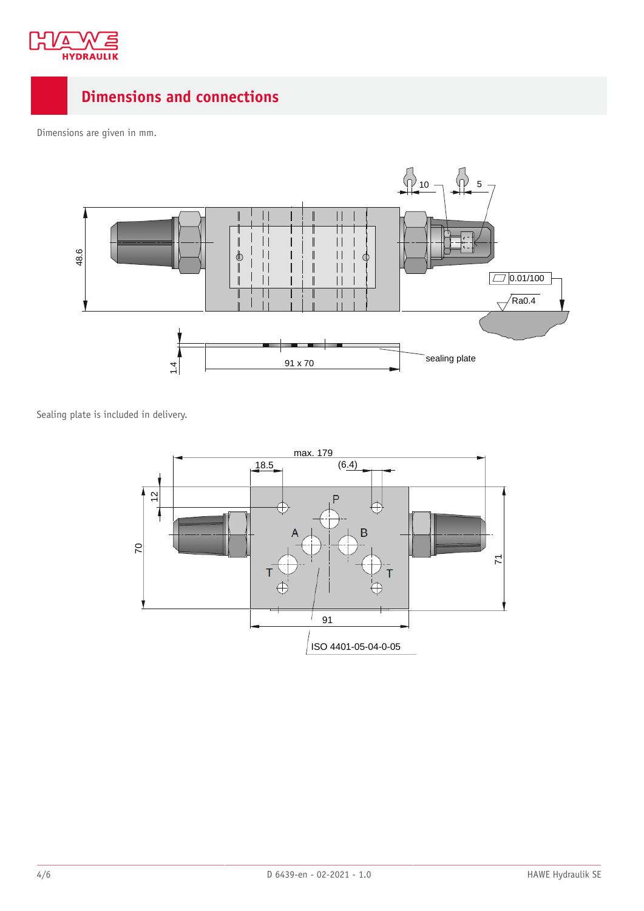## Dimensions and connections

Dimensions are given in mm.

10
5
48.6
0.01/100
Ra0.4
1.4
91 x 70
sealing plate

Sealing plate is included in delivery.

max. 179
18.5
(6.4)
12
70
71
P
A
B
T
T
91
ISO 4401-05-04-0-05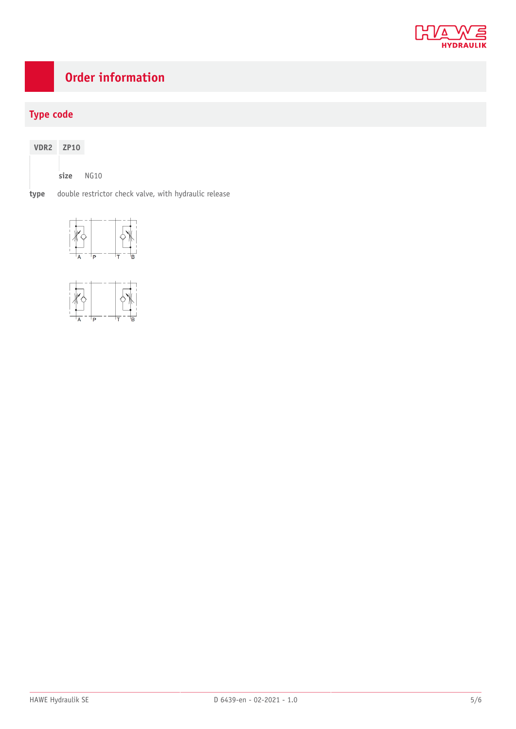# Order information

## Type code

**VDR2** **ZP10**

**size** NG10

**type** double restrictor check valve, with hydraulic release

A P T B

A P T B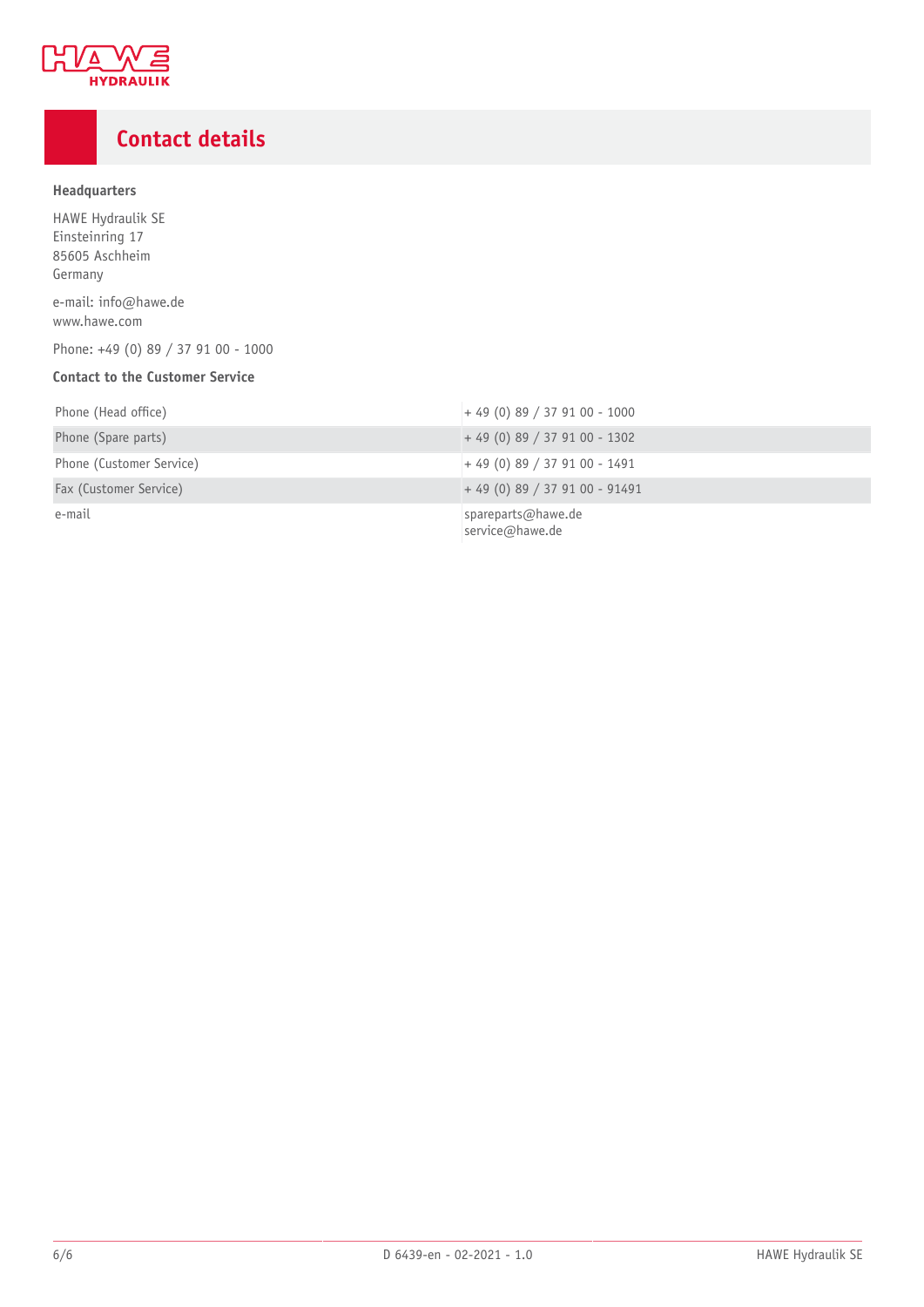# Contact details

**Headquarters**

HAWE Hydraulik SE
Einsteinring 17
85605 Aschheim
Germany

e-mail: info@hawe.de
www.hawe.com

Phone: +49 (0) 89 / 37 91 00 - 1000

**Contact to the Customer Service**

| | |
|---|---|
| Phone (Head office) | + 49 (0) 89 / 37 91 00 - 1000 |
| Phone (Spare parts) | + 49 (0) 89 / 37 91 00 - 1302 |
| Phone (Customer Service) | + 49 (0) 89 / 37 91 00 - 1491 |
| Fax (Customer Service) | + 49 (0) 89 / 37 91 00 - 91491 |
| e-mail | spareparts@hawe.de<br>service@hawe.de |